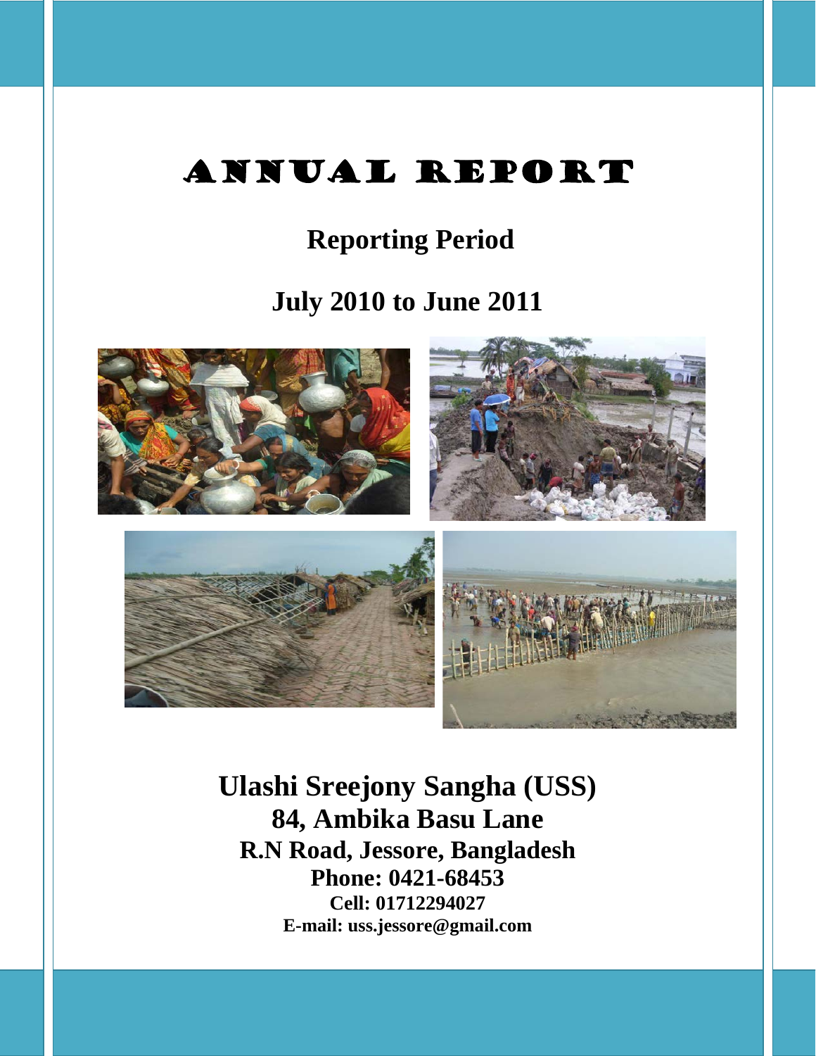# ANNUAL REPORT

## Reporting Period

## July 2010 to June 2011

**Ulashi Sreejony Sangha (USS)**
**84, Ambika Basu Lane**
**R.N Road, Jessore, Bangladesh**
**Phone: 0421-68453**
**Cell: 01712294027**
**E-mail: uss.jessore@gmail.com**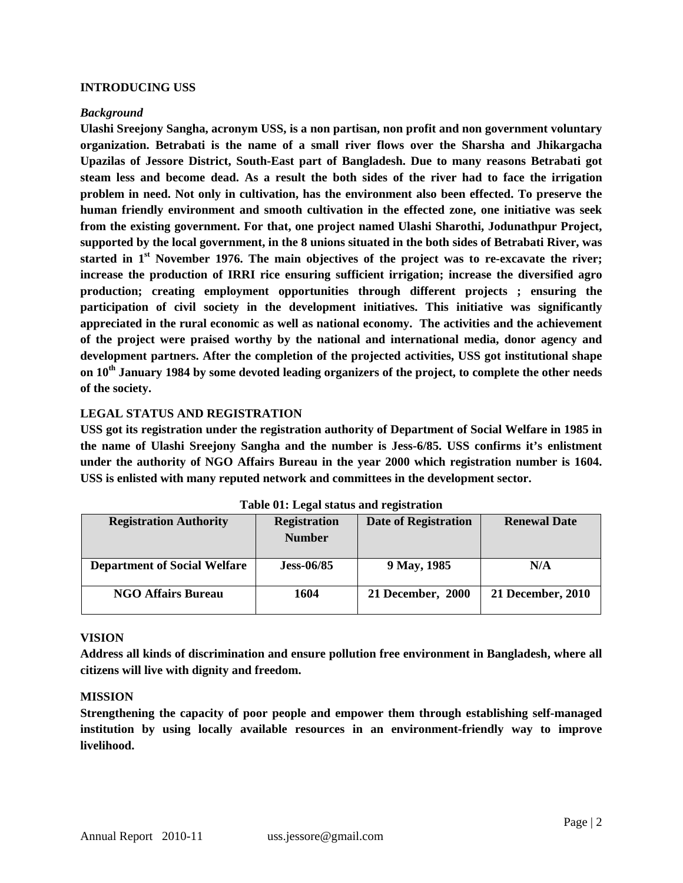## INTRODUCING USS

### *Background*

**Ulashi Sreejony Sangha, acronym USS, is a non partisan, non profit and non government voluntary organization. Betrabati is the name of a small river flows over the Sharsha and Jhikargacha Upazilas of Jessore District, South-East part of Bangladesh. Due to many reasons Betrabati got steam less and become dead. As a result the both sides of the river had to face the irrigation problem in need. Not only in cultivation, has the environment also been effected. To preserve the human friendly environment and smooth cultivation in the effected zone, one initiative was seek from the existing government. For that, one project named Ulashi Sharothi, Jodunathpur Project, supported by the local government, in the 8 unions situated in the both sides of Betrabati River, was started in 1st November 1976. The main objectives of the project was to re-excavate the river; increase the production of IRRI rice ensuring sufficient irrigation; increase the diversified agro production; creating employment opportunities through different projects ; ensuring the participation of civil society in the development initiatives. This initiative was significantly appreciated in the rural economic as well as national economy. The activities and the achievement of the project were praised worthy by the national and international media, donor agency and development partners. After the completion of the projected activities, USS got institutional shape on 10th January 1984 by some devoted leading organizers of the project, to complete the other needs of the society.**

## LEGAL STATUS AND REGISTRATION

**USS got its registration under the registration authority of Department of Social Welfare in 1985 in the name of Ulashi Sreejony Sangha and the number is Jess-6/85. USS confirms it's enlistment under the authority of NGO Affairs Bureau in the year 2000 which registration number is 1604. USS is enlisted with many reputed network and committees in the development sector.**

**Table 01: Legal status and registration**

| Registration Authority | Registration Number | Date of Registration | Renewal Date |
|---|---|---|---|
| Department of Social Welfare | Jess-06/85 | 9 May, 1985 | N/A |
| NGO Affairs Bureau | 1604 | 21 December, 2000 | 21 December, 2010 |

## VISION

**Address all kinds of discrimination and ensure pollution free environment in Bangladesh, where all citizens will live with dignity and freedom.**

## MISSION

**Strengthening the capacity of poor people and empower them through establishing self-managed institution by using locally available resources in an environment-friendly way to improve livelihood.**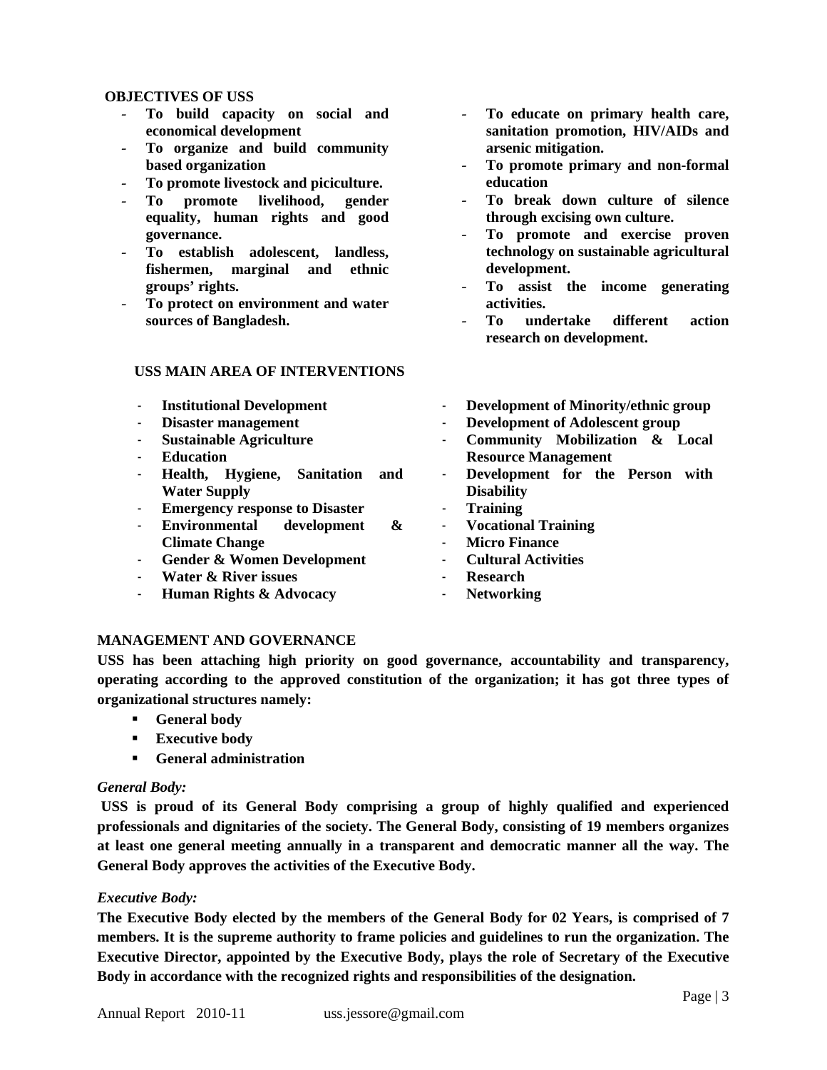**OBJECTIVES OF USS**

- **To build capacity on social and economical development**
- **To organize and build community based organization**
- **To promote livestock and piciculture.**
- **To promote livelihood, gender equality, human rights and good governance.**
- **To establish adolescent, landless, fishermen, marginal and ethnic groups' rights.**
- **To protect on environment and water sources of Bangladesh.**
- **To educate on primary health care, sanitation promotion, HIV/AIDs and arsenic mitigation.**
- **To promote primary and non-formal education**
- **To break down culture of silence through excising own culture.**
- **To promote and exercise proven technology on sustainable agricultural development.**
- **To assist the income generating activities.**
- **To undertake different action research on development.**

**USS MAIN AREA OF INTERVENTIONS**

- **Institutional Development**
- **Disaster management**
- **Sustainable Agriculture**
- **Education**
- **Health, Hygiene, Sanitation and Water Supply**
- **Emergency response to Disaster**
- **Environmental development & Climate Change**
- **Gender & Women Development**
- **Water & River issues**
- **Human Rights & Advocacy**
- **Development of Minority/ethnic group**
- **Development of Adolescent group**
- **Community Mobilization & Local Resource Management**
- **Development for the Person with Disability**
- **Training**
- **Vocational Training**
- **Micro Finance**
- **Cultural Activities**
- **Research**
- **Networking**

**MANAGEMENT AND GOVERNANCE**

**USS has been attaching high priority on good governance, accountability and transparency, operating according to the approved constitution of the organization; it has got three types of organizational structures namely:**

- **General body**
- **Executive body**
- **General administration**

*General Body:*

**USS is proud of its General Body comprising a group of highly qualified and experienced professionals and dignitaries of the society. The General Body, consisting of 19 members organizes at least one general meeting annually in a transparent and democratic manner all the way. The General Body approves the activities of the Executive Body.**

*Executive Body:*

**The Executive Body elected by the members of the General Body for 02 Years, is comprised of 7 members. It is the supreme authority to frame policies and guidelines to run the organization. The Executive Director, appointed by the Executive Body, plays the role of Secretary of the Executive Body in accordance with the recognized rights and responsibilities of the designation.**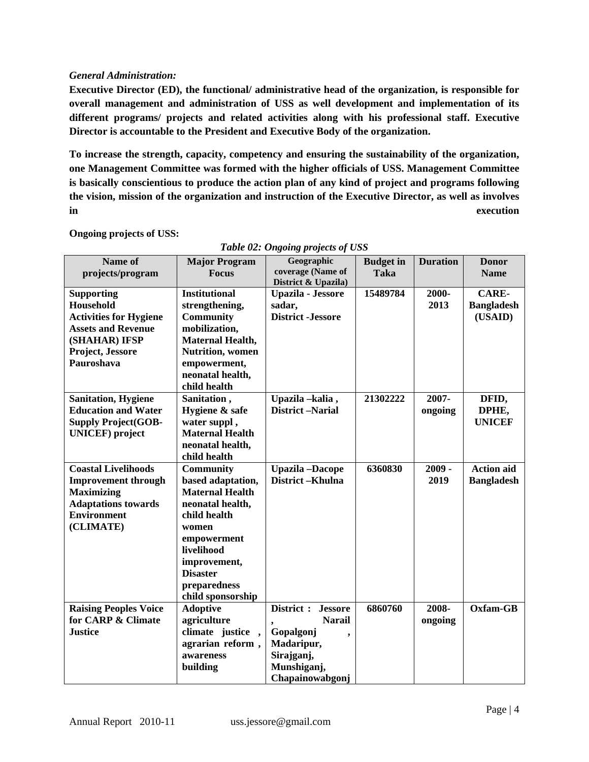*General Administration:*

**Executive Director (ED), the functional/ administrative head of the organization, is responsible for overall management and administration of USS as well development and implementation of its different programs/ projects and related activities along with his professional staff. Executive Director is accountable to the President and Executive Body of the organization.**

**To increase the strength, capacity, competency and ensuring the sustainability of the organization, one Management Committee was formed with the higher officials of USS. Management Committee is basically conscientious to produce the action plan of any kind of project and programs following the vision, mission of the organization and instruction of the Executive Director, as well as involves in execution**

**Ongoing projects of USS:**

*Table 02: Ongoing projects of USS*

| Name of projects/program | Major Program Focus | Geographic coverage (Name of District & Upazila) | Budget in Taka | Duration | Donor Name |
|---|---|---|---|---|---|
| **Supporting Household Activities for Hygiene Assets and Revenue (SHAHAR) IFSP Project, Jessore Pauroshava** | **Institutional strengthening, Community mobilization, Maternal Health, Nutrition, women empowerment, neonatal health, child health** | **Upazila - Jessore sadar, District -Jessore** | **15489784** | **2000-2013** | **CARE-Bangladesh (USAID)** |
| **Sanitation, Hygiene Education and Water Supply Project(GOB-UNICEF) project** | **Sanitation , Hygiene & safe water suppl , Maternal Health neonatal health, child health** | **Upazila –kalia , District –Narial** | **21302222** | **2007-ongoing** | **DFID, DPHE, UNICEF** |
| **Coastal Livelihoods Improvement through Maximizing Adaptations towards Environment (CLIMATE)** | **Community based adaptation, Maternal Health neonatal health, child health women empowerment livelihood improvement, Disaster preparedness child sponsorship** | **Upazila –Dacope District –Khulna** | **6360830** | **2009 - 2019** | **Action aid Bangladesh** |
| **Raising Peoples Voice for CARP & Climate Justice** | **Adoptive agriculture climate justice , agrarian reform , awareness building** | **District : Jessore , Narail Gopalgonj , Madaripur, Sirajganj, Munshiganj, Chapainowabgonj** | **6860760** | **2008-ongoing** | **Oxfam-GB** |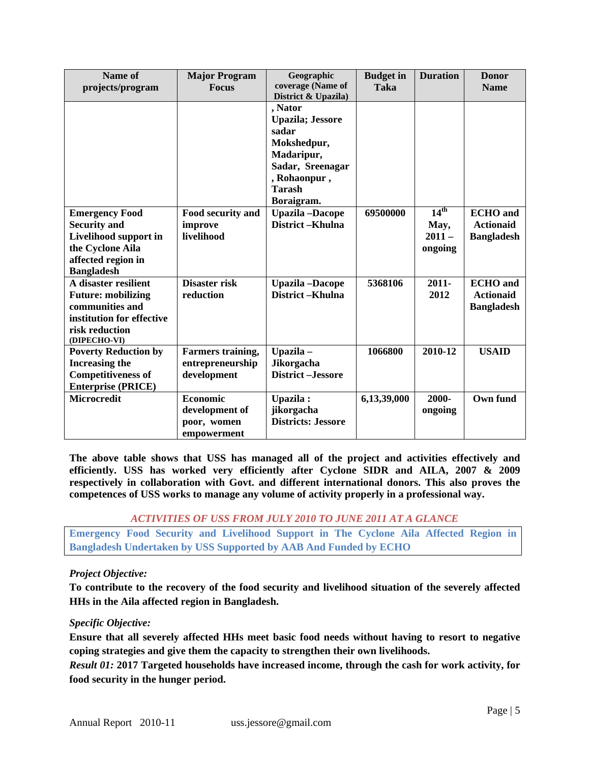| Name of projects/program | Major Program Focus | Geographic coverage (Name of District & Upazila) | Budget in Taka | Duration | Donor Name |
|---|---|---|---|---|---|
| | | , Nator Upazila; Jessore sadar Mokshedpur, Madaripur, Sadar, Sreenagar , Rohaonpur , Tarash Boraigram. | | | |
| **Emergency Food Security and Livelihood support in the Cyclone Aila affected region in Bangladesh** | **Food security and improve livelihood** | **Upazila –Dacope District –Khulna** | **69500000** | **14th May, 2011 – ongoing** | **ECHO and Actionaid Bangladesh** |
| **A disaster resilient Future: mobilizing communities and institution for effective risk reduction (DIPECHO-VI)** | **Disaster risk reduction** | **Upazila –Dacope District –Khulna** | **5368106** | **2011-2012** | **ECHO and Actionaid Bangladesh** |
| **Poverty Reduction by Increasing the Competitiveness of Enterprise (PRICE)** | **Farmers training, entrepreneurship development** | **Upazila – Jikorgacha District –Jessore** | **1066800** | **2010-12** | **USAID** |
| **Microcredit** | **Economic development of poor, women empowerment** | **Upazila : jikorgacha Districts: Jessore** | **6,13,39,000** | **2000-ongoing** | **Own fund** |

**The above table shows that USS has managed all of the project and activities effectively and efficiently. USS has worked very efficiently after Cyclone SIDR and AILA, 2007 & 2009 respectively in collaboration with Govt. and different international donors. This also proves the competences of USS works to manage any volume of activity properly in a professional way.**

## *ACTIVITIES OF USS FROM JULY 2010 TO JUNE 2011 AT A GLANCE*

### Emergency Food Security and Livelihood Support in The Cyclone Aila Affected Region in Bangladesh Undertaken by USS Supported by AAB And Funded by ECHO

***Project Objective:***

**To contribute to the recovery of the food security and livelihood situation of the severely affected HHs in the Aila affected region in Bangladesh.**

***Specific Objective:***

**Ensure that all severely affected HHs meet basic food needs without having to resort to negative coping strategies and give them the capacity to strengthen their own livelihoods.**

***Result 01:*** **2017 Targeted households have increased income, through the cash for work activity, for food security in the hunger period.**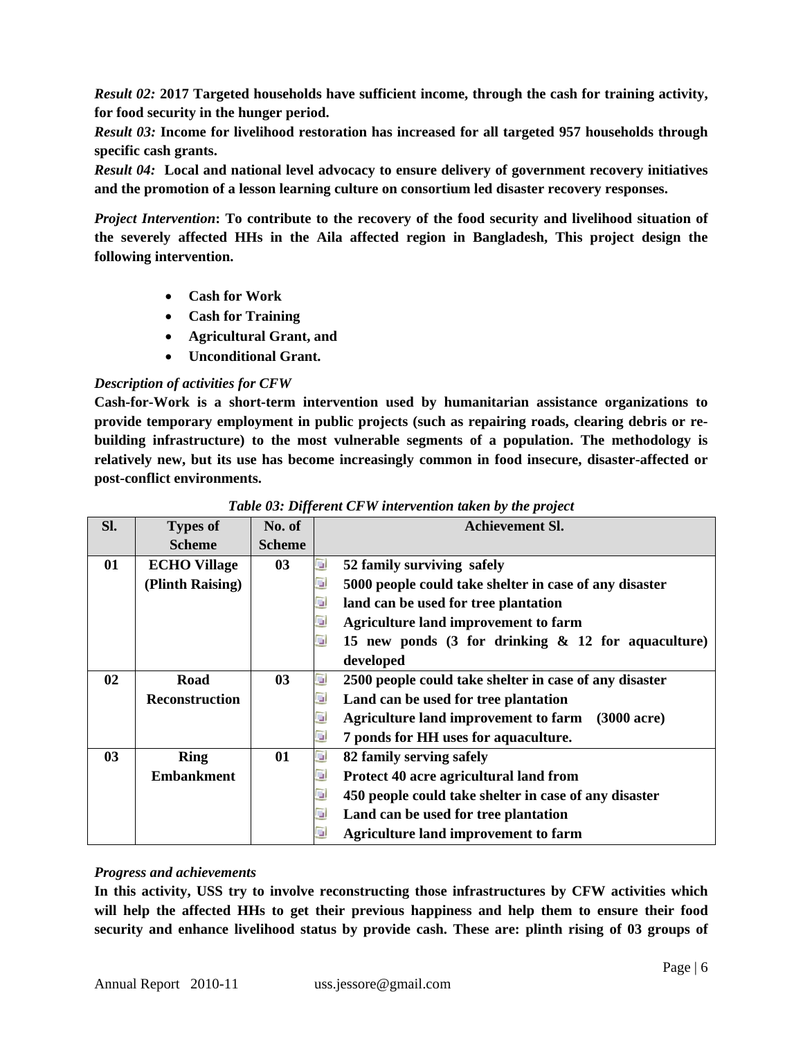***Result 02:*** **2017 Targeted households have sufficient income, through the cash for training activity, for food security in the hunger period.**

***Result 03:*** **Income for livelihood restoration has increased for all targeted 957 households through specific cash grants.**

***Result 04:*** **Local and national level advocacy to ensure delivery of government recovery initiatives and the promotion of a lesson learning culture on consortium led disaster recovery responses.**

***Project Intervention*****: To contribute to the recovery of the food security and livelihood situation of the severely affected HHs in the Aila affected region in Bangladesh, This project design the following intervention.**

- **Cash for Work**
- **Cash for Training**
- **Agricultural Grant, and**
- **Unconditional Grant.**

***Description of activities for CFW***

**Cash-for-Work is a short-term intervention used by humanitarian assistance organizations to provide temporary employment in public projects (such as repairing roads, clearing debris or re-building infrastructure) to the most vulnerable segments of a population. The methodology is relatively new, but its use has become increasingly common in food insecure, disaster-affected or post-conflict environments.**

***Table 03: Different CFW intervention taken by the project***

| Sl. | Types of Scheme | No. of Scheme | Achievement Sl. |
|---|---|---|---|
| 01 | ECHO Village (Plinth Raising) | 03 | 52 family surviving safely<br>5000 people could take shelter in case of any disaster<br>land can be used for tree plantation<br>Agriculture land improvement to farm<br>15 new ponds (3 for drinking & 12 for aquaculture) developed |
| 02 | Road Reconstruction | 03 | 2500 people could take shelter in case of any disaster<br>Land can be used for tree plantation<br>Agriculture land improvement to farm (3000 acre)<br>7 ponds for HH uses for aquaculture. |
| 03 | Ring Embankment | 01 | 82 family serving safely<br>Protect 40 acre agricultural land from<br>450 people could take shelter in case of any disaster<br>Land can be used for tree plantation<br>Agriculture land improvement to farm |

***Progress and achievements***

**In this activity, USS try to involve reconstructing those infrastructures by CFW activities which will help the affected HHs to get their previous happiness and help them to ensure their food security and enhance livelihood status by provide cash. These are: plinth rising of 03 groups of**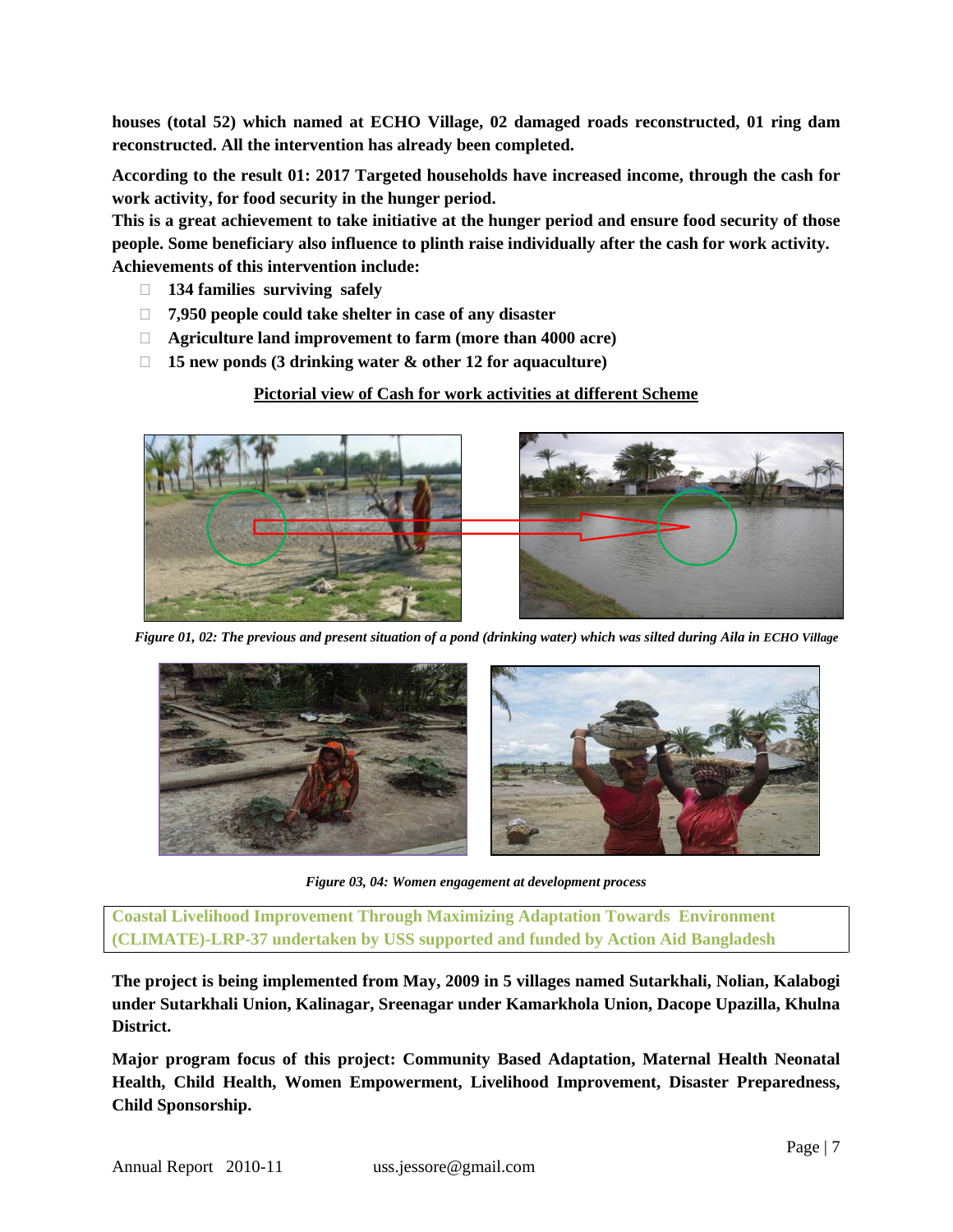**houses (total 52) which named at ECHO Village, 02 damaged roads reconstructed, 01 ring dam reconstructed. All the intervention has already been completed.**

**According to the result 01: 2017 Targeted households have increased income, through the cash for work activity, for food security in the hunger period.**

**This is a great achievement to take initiative at the hunger period and ensure food security of those people. Some beneficiary also influence to plinth raise individually after the cash for work activity. Achievements of this intervention include:**

- **134 families surviving safely**
- **7,950 people could take shelter in case of any disaster**
- **Agriculture land improvement to farm (more than 4000 acre)**
- **15 new ponds (3 drinking water & other 12 for aquaculture)**

**<u>Pictorial view of Cash for work activities at different Scheme</u>**

*Figure 01, 02: The previous and present situation of a pond (drinking water) which was silted during Aila in ECHO Village*

*Figure 03, 04: Women engagement at development process*

## Coastal Livelihood Improvement Through Maximizing Adaptation Towards Environment (CLIMATE)-LRP-37 undertaken by USS supported and funded by Action Aid Bangladesh

**The project is being implemented from May, 2009 in 5 villages named Sutarkhali, Nolian, Kalabogi under Sutarkhali Union, Kalinagar, Sreenagar under Kamarkhola Union, Dacope Upazilla, Khulna District.**

**Major program focus of this project: Community Based Adaptation, Maternal Health Neonatal Health, Child Health, Women Empowerment, Livelihood Improvement, Disaster Preparedness, Child Sponsorship.**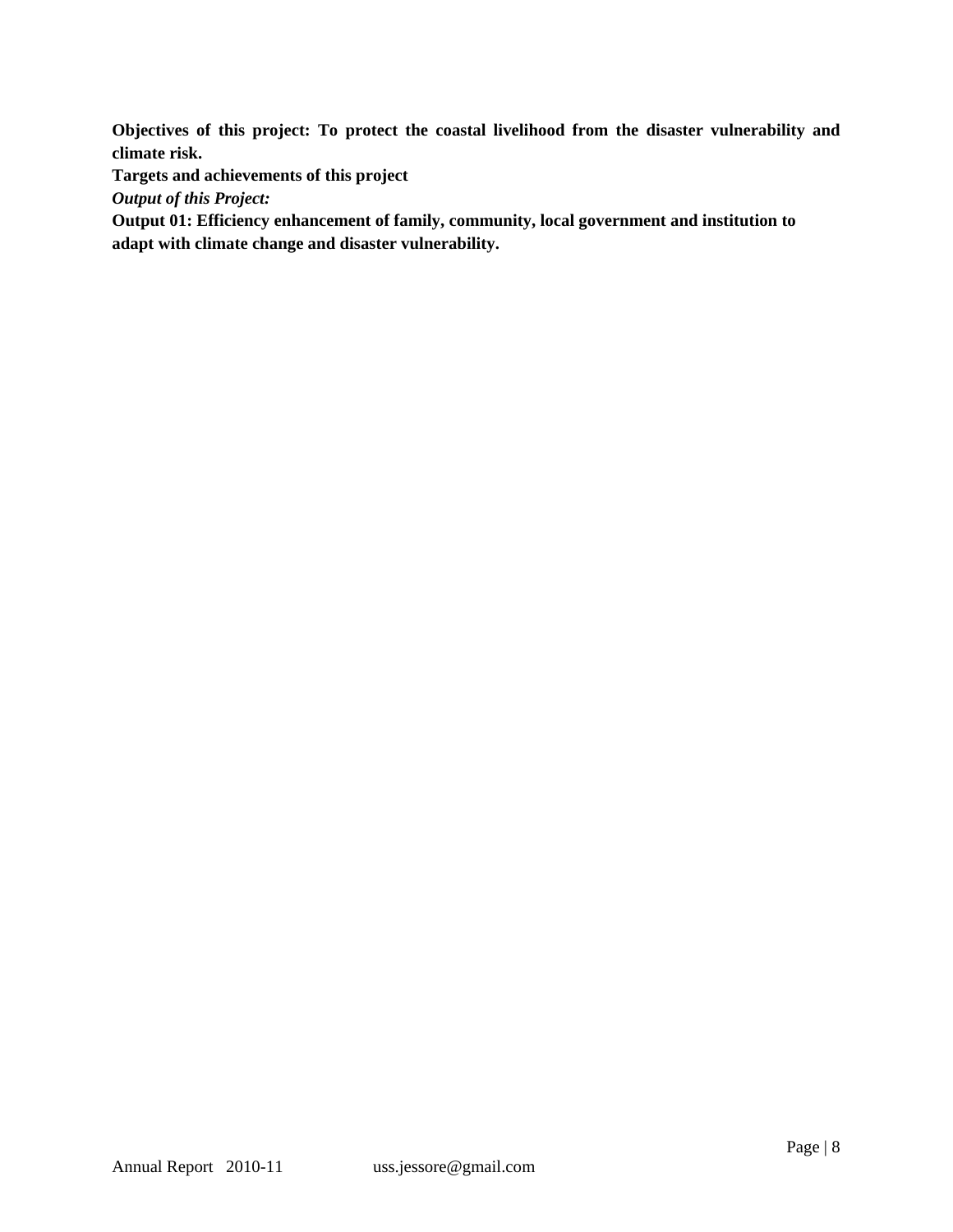**Objectives of this project: To protect the coastal livelihood from the disaster vulnerability and climate risk.**

**Targets and achievements of this project**

***Output of this Project:***

**Output 01: Efficiency enhancement of family, community, local government and institution to adapt with climate change and disaster vulnerability.**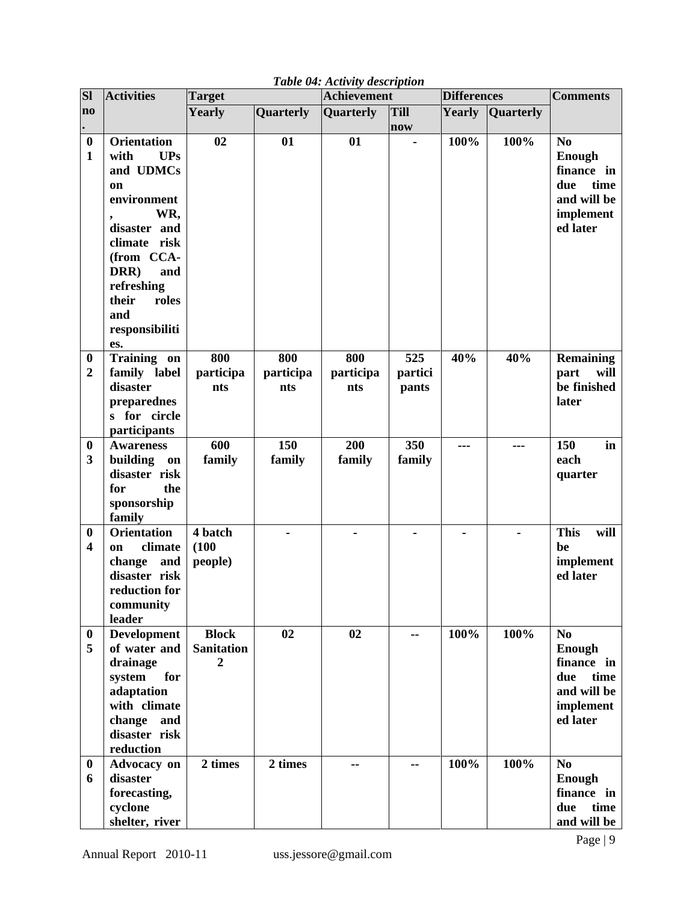*Table 04: Activity description*

| Sl no. | Activities | Target | | Achievement | | Differences | | Comments |
|---|---|---|---|---|---|---|---|---|
| | | Yearly | Quarterly | Quarterly | Till now | Yearly | Quarterly | |
| 01 | **Orientation with UPs and UDMCs on environment, WR, disaster and climate risk (from CCA-DRR) and refreshing their roles and responsibilities.** | **02** | **01** | **01** | **-** | **100%** | **100%** | **No Enough finance in due time and will be implemented later** |
| 02 | **Training on family label disaster preparedness for circle participants** | **800 participants** | **800 participants** | **800 participants** | **525 participants** | **40%** | **40%** | **Remaining part will be finished later** |
| 03 | **Awareness building on disaster risk for the sponsorship family** | **600 family** | **150 family** | **200 family** | **350 family** | **---** | **---** | **150 in each quarter** |
| 04 | **Orientation on climate change and disaster risk reduction for community leader** | **4 batch (100 people)** | **-** | **-** | **-** | **-** | **-** | **This will be implemented later** |
| 05 | **Development of water and drainage system for adaptation with climate change and disaster risk reduction** | **Block Sanitation 2** | **02** | **02** | **--** | **100%** | **100%** | **No Enough finance in due time and will be implemented later** |
| 06 | **Advocacy on disaster forecasting, cyclone shelter, river** | **2 times** | **2 times** | **--** | **--** | **100%** | **100%** | **No Enough finance in due time and will be** |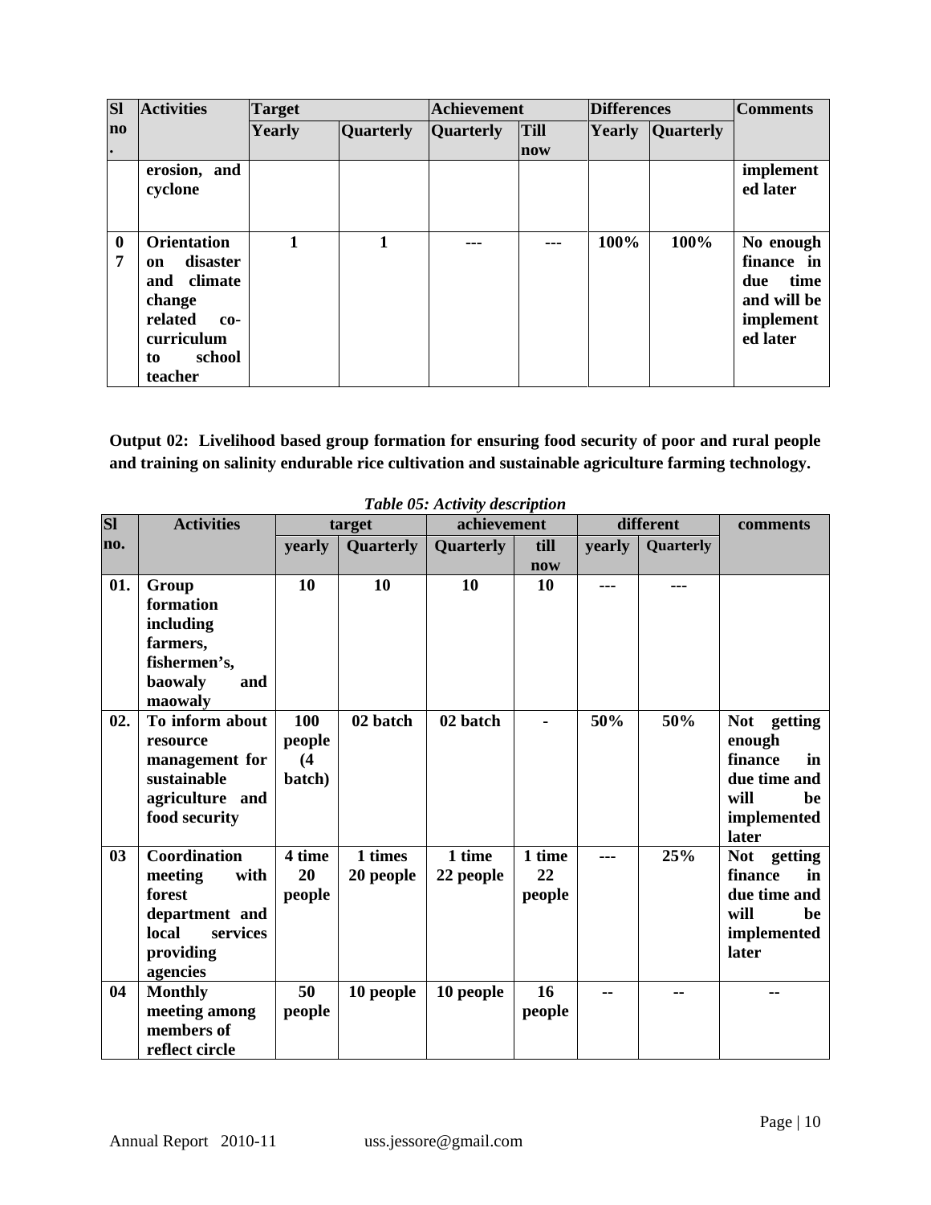| Sl no. | Activities | Target | | Achievement | | Differences | | Comments |
|---|---|---|---|---|---|---|---|---|
| | | Yearly | Quarterly | Quarterly | Till now | Yearly | Quarterly | |
| | **erosion, and cyclone** | | | | | | | **implemented later** |
| **07** | **Orientation on disaster and climate change related co-curriculum to school teacher** | **1** | **1** | **---** | **---** | **100%** | **100%** | **No enough finance in due time and will be implemented later** |

**Output 02: Livelihood based group formation for ensuring food security of poor and rural people and training on salinity endurable rice cultivation and sustainable agriculture farming technology.**

*Table 05: Activity description*

| Sl no. | Activities | target | | achievement | | different | | comments |
|---|---|---|---|---|---|---|---|---|
| | | yearly | Quarterly | Quarterly | till now | yearly | Quarterly | |
| **01.** | **Group formation including farmers, fishermen's, baowaly and maowaly** | **10** | **10** | **10** | **10** | **---** | **---** | |
| **02.** | **To inform about resource management for sustainable agriculture and food security** | **100 people (4 batch)** | **02 batch** | **02 batch** | **-** | **50%** | **50%** | **Not getting enough finance in due time and will be implemented later** |
| **03** | **Coordination meeting with forest department and local services providing agencies** | **4 time 20 people** | **1 times 20 people** | **1 time 22 people** | **1 time 22 people** | **---** | **25%** | **Not getting finance in due time and will be implemented later** |
| **04** | **Monthly meeting among members of reflect circle** | **50 people** | **10 people** | **10 people** | **16 people** | **--** | **--** | **--** |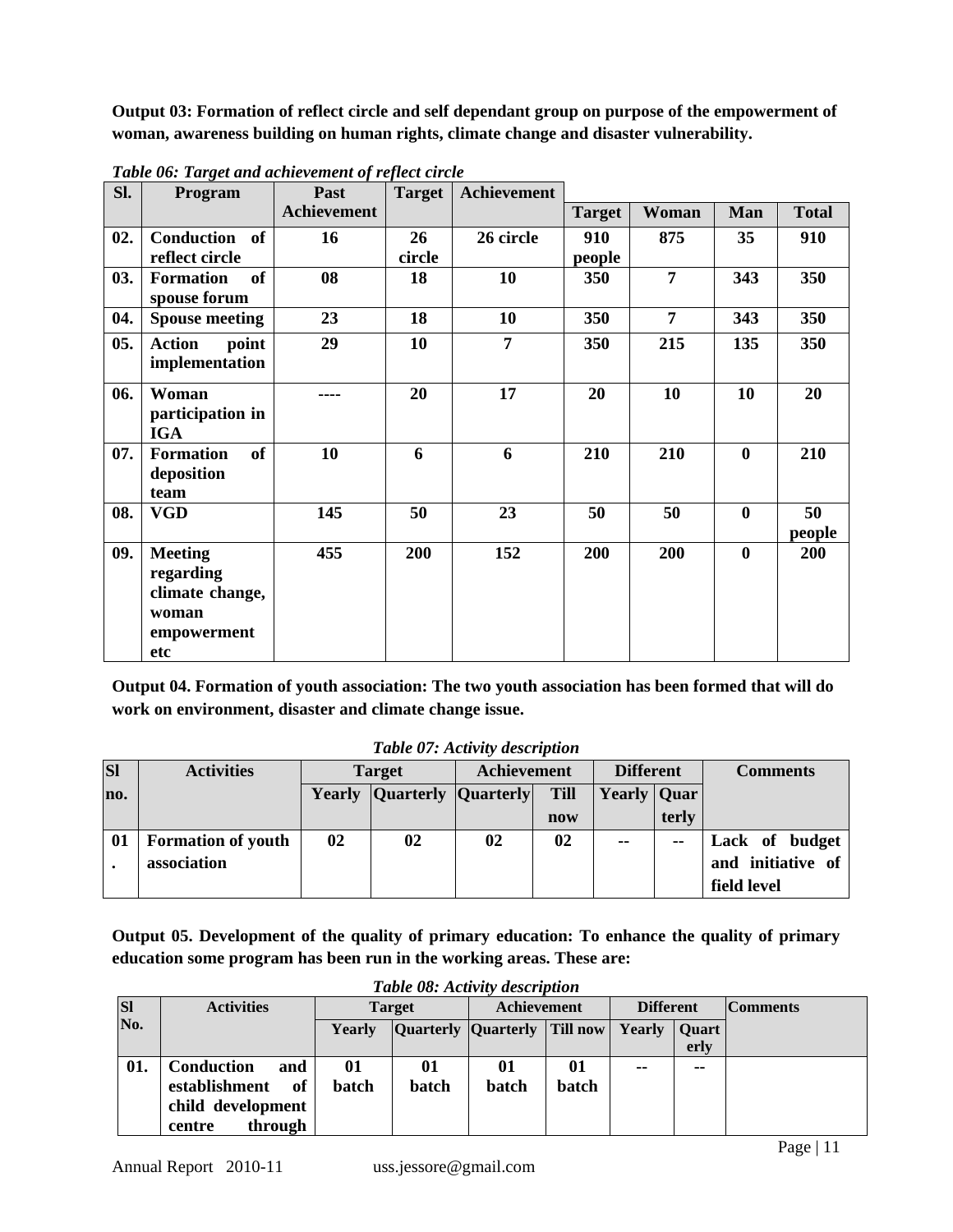**Output 03: Formation of reflect circle and self dependant group on purpose of the empowerment of woman, awareness building on human rights, climate change and disaster vulnerability.**

*Table 06: Target and achievement of reflect circle*

| Sl. | Program | Past Achievement | Target | Achievement | Target | Woman | Man | Total |
|---|---|---|---|---|---|---|---|---|
| 02. | Conduction of reflect circle | 16 | 26 circle | 26 circle | 910 people | 875 | 35 | 910 |
| 03. | Formation of spouse forum | 08 | 18 | 10 | 350 | 7 | 343 | 350 |
| 04. | Spouse meeting | 23 | 18 | 10 | 350 | 7 | 343 | 350 |
| 05. | Action point implementation | 29 | 10 | 7 | 350 | 215 | 135 | 350 |
| 06. | Woman participation in IGA | ---- | 20 | 17 | 20 | 10 | 10 | 20 |
| 07. | Formation of deposition team | 10 | 6 | 6 | 210 | 210 | 0 | 210 |
| 08. | VGD | 145 | 50 | 23 | 50 | 50 | 0 | 50 people |
| 09. | Meeting regarding climate change, woman empowerment etc | 455 | 200 | 152 | 200 | 200 | 0 | 200 |

**Output 04. Formation of youth association: The two youth association has been formed that will do work on environment, disaster and climate change issue.**

*Table 07: Activity description*

| Sl no. | Activities | Target | | Achievement | | Different | | Comments |
|---|---|---|---|---|---|---|---|---|
| | | Yearly | Quarterly | Quarterly | Till now | Yearly | Quarterly | |
| 01. | Formation of youth association | 02 | 02 | 02 | 02 | -- | -- | Lack of budget and initiative of field level |

**Output 05. Development of the quality of primary education: To enhance the quality of primary education some program has been run in the working areas. These are:**

*Table 08: Activity description*

| Sl No. | Activities | Target | | Achievement | | Different | | Comments |
|---|---|---|---|---|---|---|---|---|
| | | Yearly | Quarterly | Quarterly | Till now | Yearly | Quarterly | |
| 01. | Conduction and establishment of child development centre through | 01 batch | 01 batch | 01 batch | 01 batch | -- | -- | |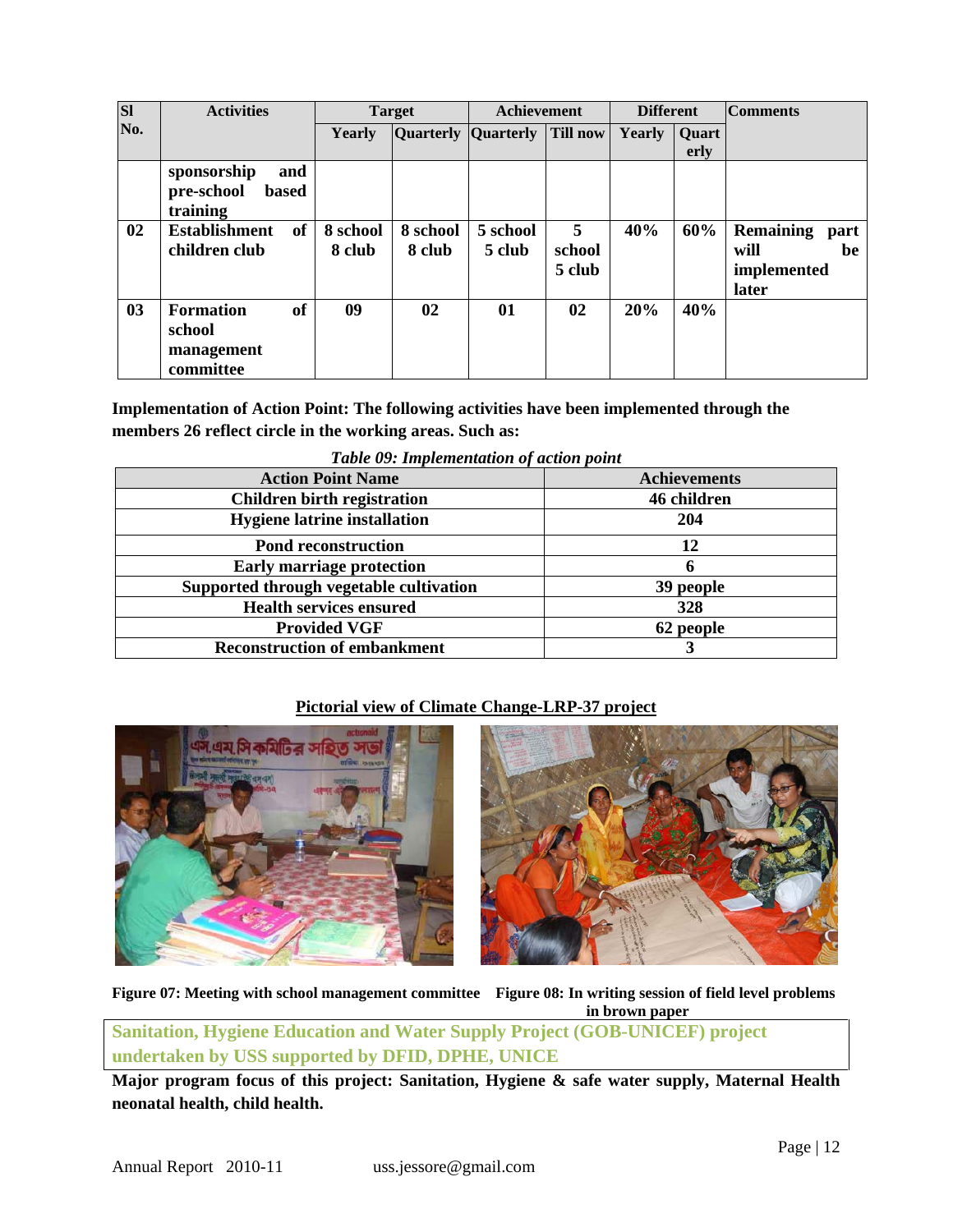| Sl No. | Activities | Target | | Achievement | | Different | | Comments |
|---|---|---|---|---|---|---|---|---|
| | | Yearly | Quarterly | Quarterly | Till now | Yearly | Quarterly | |
| | sponsorship and pre-school based training | | | | | | | |
| 02 | Establishment of children club | 8 school 8 club | 8 school 8 club | 5 school 5 club | 5 school 5 club | 40% | 60% | Remaining part will be implemented later |
| 03 | Formation of school management committee | 09 | 02 | 01 | 02 | 20% | 40% | |

**Implementation of Action Point: The following activities have been implemented through the members 26 reflect circle in the working areas. Such as:**

*Table 09: Implementation of action point*

| Action Point Name | Achievements |
|---|---|
| Children birth registration | 46 children |
| Hygiene latrine installation | 204 |
| Pond reconstruction | 12 |
| Early marriage protection | 6 |
| Supported through vegetable cultivation | 39 people |
| Health services ensured | 328 |
| Provided VGF | 62 people |
| Reconstruction of embankment | 3 |

**Pictorial view of Climate Change-LRP-37 project**

**Figure 07: Meeting with school management committee**

**Figure 08: In writing session of field level problems in brown paper**

## Sanitation, Hygiene Education and Water Supply Project (GOB-UNICEF) project undertaken by USS supported by DFID, DPHE, UNICE

**Major program focus of this project: Sanitation, Hygiene & safe water supply, Maternal Health neonatal health, child health.**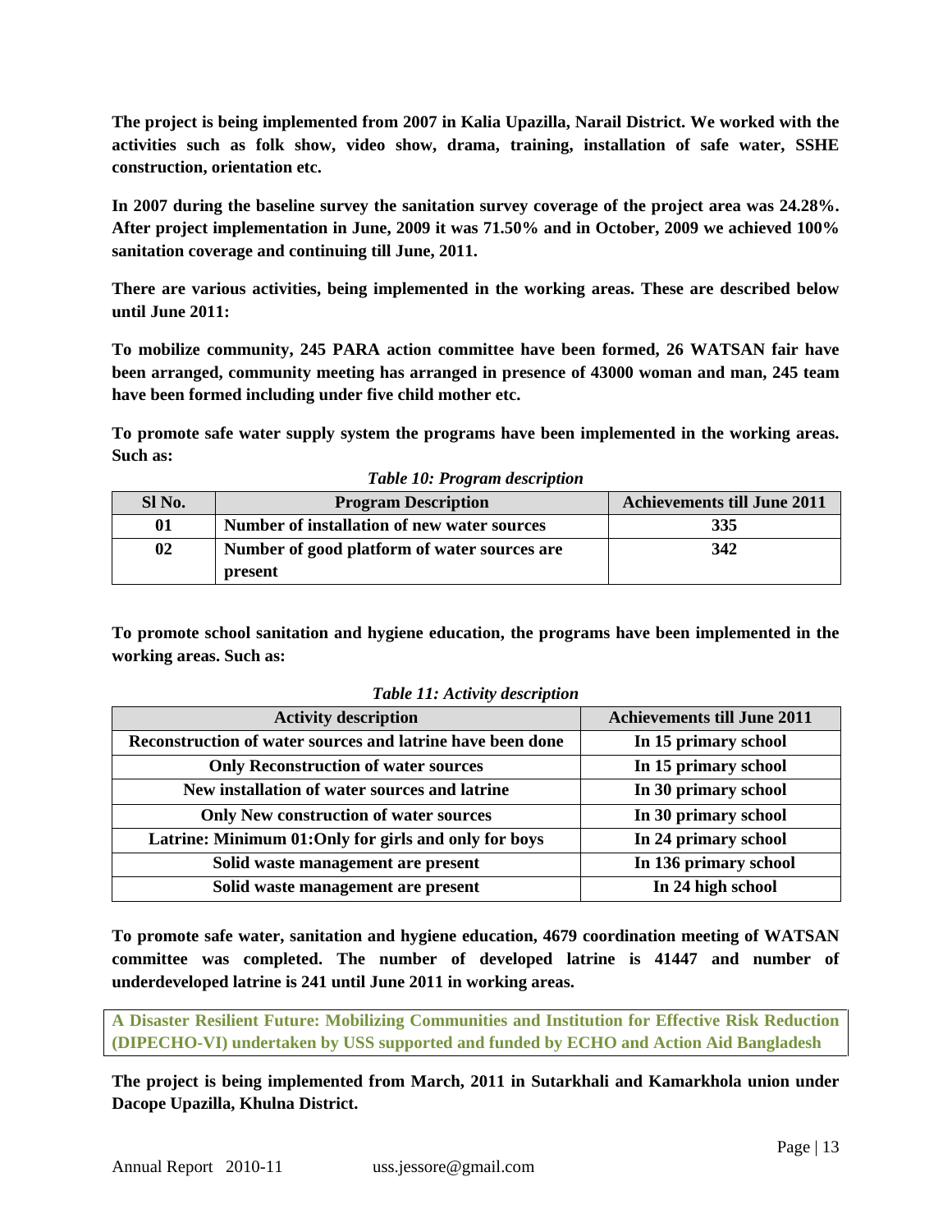**The project is being implemented from 2007 in Kalia Upazilla, Narail District. We worked with the activities such as folk show, video show, drama, training, installation of safe water, SSHE construction, orientation etc.**

**In 2007 during the baseline survey the sanitation survey coverage of the project area was 24.28%. After project implementation in June, 2009 it was 71.50% and in October, 2009 we achieved 100% sanitation coverage and continuing till June, 2011.**

**There are various activities, being implemented in the working areas. These are described below until June 2011:**

**To mobilize community, 245 PARA action committee have been formed, 26 WATSAN fair have been arranged, community meeting has arranged in presence of 43000 woman and man, 245 team have been formed including under five child mother etc.**

**To promote safe water supply system the programs have been implemented in the working areas. Such as:**

*Table 10: Program description*

| Sl No. | Program Description | Achievements till June 2011 |
|---|---|---|
| 01 | Number of installation of new water sources | 335 |
| 02 | Number of good platform of water sources are present | 342 |

**To promote school sanitation and hygiene education, the programs have been implemented in the working areas. Such as:**

*Table 11: Activity description*

| Activity description | Achievements till June 2011 |
|---|---|
| Reconstruction of water sources and latrine have been done | In 15 primary school |
| Only Reconstruction of water sources | In 15 primary school |
| New installation of water sources and latrine | In 30 primary school |
| Only New construction of water sources | In 30 primary school |
| Latrine: Minimum 01:Only for girls and only for boys | In 24 primary school |
| Solid waste management are present | In 136 primary school |
| Solid waste management are present | In 24 high school |

**To promote safe water, sanitation and hygiene education, 4679 coordination meeting of WATSAN committee was completed. The number of developed latrine is 41447 and number of underdeveloped latrine is 241 until June 2011 in working areas.**

### A Disaster Resilient Future: Mobilizing Communities and Institution for Effective Risk Reduction (DIPECHO-VI) undertaken by USS supported and funded by ECHO and Action Aid Bangladesh

**The project is being implemented from March, 2011 in Sutarkhali and Kamarkhola union under Dacope Upazilla, Khulna District.**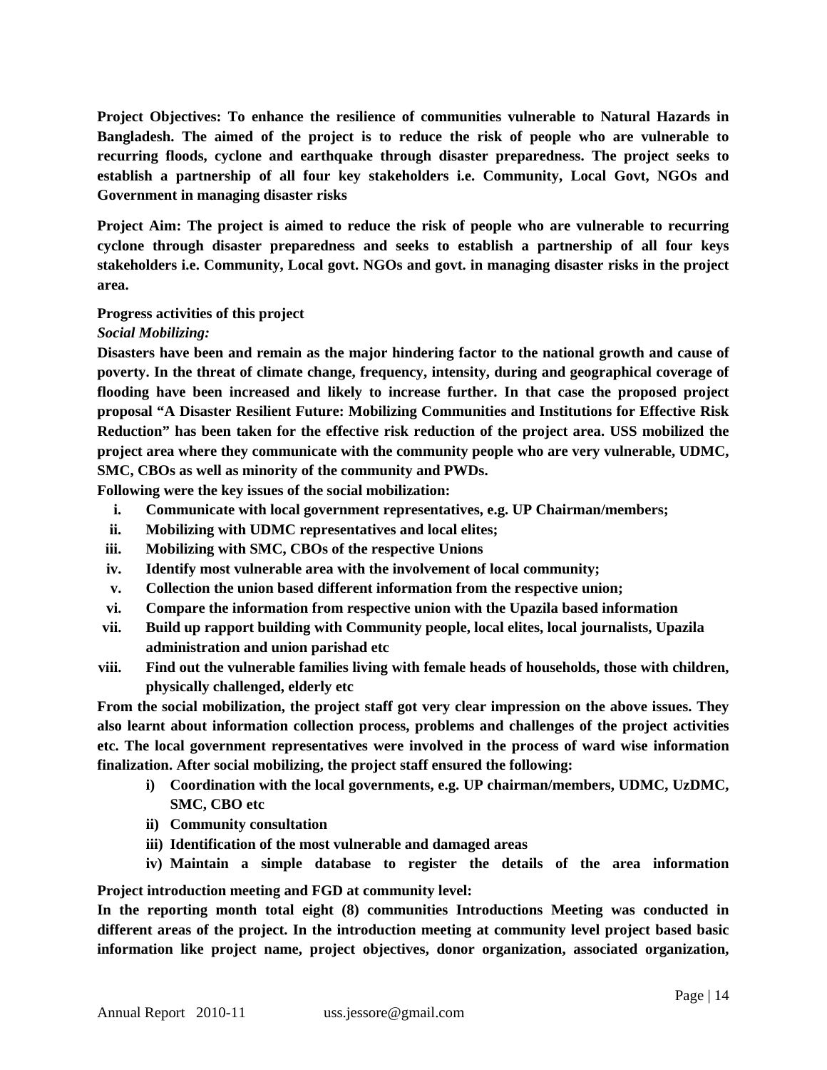**Project Objectives: To enhance the resilience of communities vulnerable to Natural Hazards in Bangladesh. The aimed of the project is to reduce the risk of people who are vulnerable to recurring floods, cyclone and earthquake through disaster preparedness. The project seeks to establish a partnership of all four key stakeholders i.e. Community, Local Govt, NGOs and Government in managing disaster risks**

**Project Aim: The project is aimed to reduce the risk of people who are vulnerable to recurring cyclone through disaster preparedness and seeks to establish a partnership of all four keys stakeholders i.e. Community, Local govt. NGOs and govt. in managing disaster risks in the project area.**

**Progress activities of this project**

***Social Mobilizing:***

**Disasters have been and remain as the major hindering factor to the national growth and cause of poverty. In the threat of climate change, frequency, intensity, during and geographical coverage of flooding have been increased and likely to increase further. In that case the proposed project proposal "A Disaster Resilient Future: Mobilizing Communities and Institutions for Effective Risk Reduction" has been taken for the effective risk reduction of the project area. USS mobilized the project area where they communicate with the community people who are very vulnerable, UDMC, SMC, CBOs as well as minority of the community and PWDs.**

**Following were the key issues of the social mobilization:**

i. **Communicate with local government representatives, e.g. UP Chairman/members;**
ii. **Mobilizing with UDMC representatives and local elites;**
iii. **Mobilizing with SMC, CBOs of the respective Unions**
iv. **Identify most vulnerable area with the involvement of local community;**
v. **Collection the union based different information from the respective union;**
vi. **Compare the information from respective union with the Upazila based information**
vii. **Build up rapport building with Community people, local elites, local journalists, Upazila administration and union parishad etc**
viii. **Find out the vulnerable families living with female heads of households, those with children, physically challenged, elderly etc**

**From the social mobilization, the project staff got very clear impression on the above issues. They also learnt about information collection process, problems and challenges of the project activities etc. The local government representatives were involved in the process of ward wise information finalization. After social mobilizing, the project staff ensured the following:**

i) **Coordination with the local governments, e.g. UP chairman/members, UDMC, UzDMC, SMC, CBO etc**
ii) **Community consultation**
iii) **Identification of the most vulnerable and damaged areas**
iv) **Maintain a simple database to register the details of the area information**

**Project introduction meeting and FGD at community level:**

**In the reporting month total eight (8) communities Introductions Meeting was conducted in different areas of the project. In the introduction meeting at community level project based basic information like project name, project objectives, donor organization, associated organization,**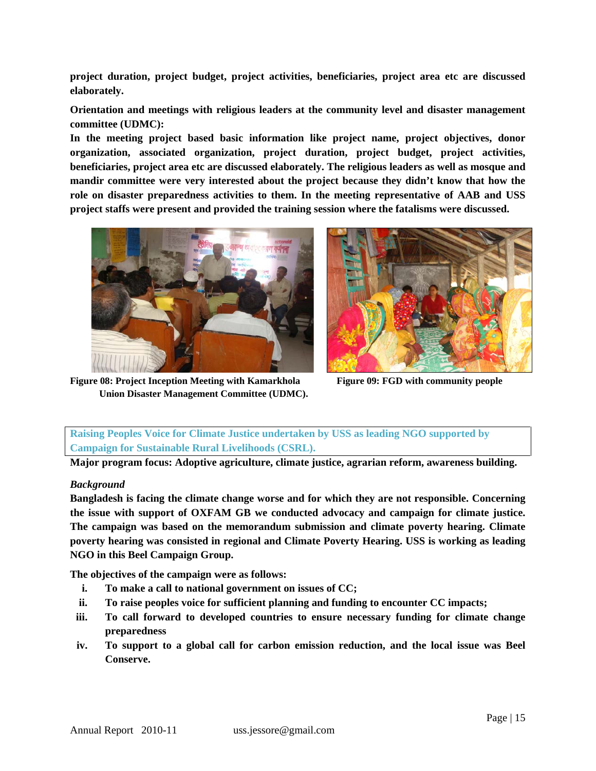**project duration, project budget, project activities, beneficiaries, project area etc are discussed elaborately.**

**Orientation and meetings with religious leaders at the community level and disaster management committee (UDMC):**

**In the meeting project based basic information like project name, project objectives, donor organization, associated organization, project duration, project budget, project activities, beneficiaries, project area etc are discussed elaborately. The religious leaders as well as mosque and mandir committee were very interested about the project because they didn't know that how the role on disaster preparedness activities to them. In the meeting representative of AAB and USS project staffs were present and provided the training session where the fatalisms were discussed.**

**Figure 08: Project Inception Meeting with Kamarkhola Union Disaster Management Committee (UDMC).**

**Figure 09: FGD with community people**

## Raising Peoples Voice for Climate Justice undertaken by USS as leading NGO supported by Campaign for Sustainable Rural Livelihoods (CSRL).

**Major program focus: Adoptive agriculture, climate justice, agrarian reform, awareness building.**

*Background*

**Bangladesh is facing the climate change worse and for which they are not responsible. Concerning the issue with support of OXFAM GB we conducted advocacy and campaign for climate justice. The campaign was based on the memorandum submission and climate poverty hearing. Climate poverty hearing was consisted in regional and Climate Poverty Hearing. USS is working as leading NGO in this Beel Campaign Group.**

**The objectives of the campaign were as follows:**

- i. **To make a call to national government on issues of CC;**
- ii. **To raise peoples voice for sufficient planning and funding to encounter CC impacts;**
- iii. **To call forward to developed countries to ensure necessary funding for climate change preparedness**
- iv. **To support to a global call for carbon emission reduction, and the local issue was Beel Conserve.**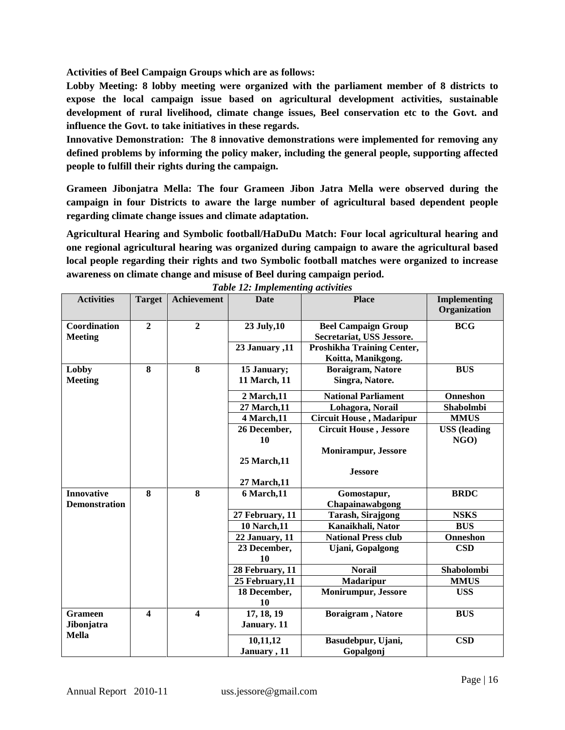**Activities of Beel Campaign Groups which are as follows:**

**Lobby Meeting: 8 lobby meeting were organized with the parliament member of 8 districts to expose the local campaign issue based on agricultural development activities, sustainable development of rural livelihood, climate change issues, Beel conservation etc to the Govt. and influence the Govt. to take initiatives in these regards.**

**Innovative Demonstration: The 8 innovative demonstrations were implemented for removing any defined problems by informing the policy maker, including the general people, supporting affected people to fulfill their rights during the campaign.**

**Grameen Jibonjatra Mella: The four Grameen Jibon Jatra Mella were observed during the campaign in four Districts to aware the large number of agricultural based dependent people regarding climate change issues and climate adaptation.**

**Agricultural Hearing and Symbolic football/HaDuDu Match: Four local agricultural hearing and one regional agricultural hearing was organized during campaign to aware the agricultural based local people regarding their rights and two Symbolic football matches were organized to increase awareness on climate change and misuse of Beel during campaign period.**

***Table 12: Implementing activities***

| Activities | Target | Achievement | Date | Place | Implementing Organization |
|---|---|---|---|---|---|
| **Coordination Meeting** | **2** | **2** | **23 July,10** | **Beel Campaign Group Secretariat, USS Jessore.** | **BCG** |
| | | | **23 January ,11** | **Proshikha Training Center, Koitta, Manikgong.** | |
| **Lobby Meeting** | **8** | **8** | **15 January; 11 March, 11** | **Boraigram, Natore Singra, Natore.** | **BUS** |
| | | | **2 March,11** | **National Parliament** | **Onneshon** |
| | | | **27 March,11** | **Lohagora, Norail** | **Shabolmbi** |
| | | | **4 March,11** | **Circuit House , Madaripur** | **MMUS** |
| | | | **26 December, 10**<br>**25 March,11**<br>**27 March,11** | **Circuit House , Jessore**<br>**Monirampur, Jessore**<br>**Jessore** | **USS (leading NGO)** |
| **Innovative Demonstration** | **8** | **8** | **6 March,11** | **Gomostapur, Chapainawabgong** | **BRDC** |
| | | | **27 February, 11** | **Tarash, Sirajgong** | **NSKS** |
| | | | **10 Narch,11** | **Kanaikhali, Nator** | **BUS** |
| | | | **22 January, 11** | **National Press club** | **Onneshon** |
| | | | **23 December, 10** | **Ujani, Gopalgong** | **CSD** |
| | | | **28 February, 11** | **Norail** | **Shabolombi** |
| | | | **25 February,11** | **Madaripur** | **MMUS** |
| | | | **18 December, 10** | **Monirumpur, Jessore** | **USS** |
| **Grameen Jibonjatra Mella** | **4** | **4** | **17, 18, 19 January. 11** | **Boraigram , Natore** | **BUS** |
| | | | **10,11,12 January , 11** | **Basudebpur, Ujani, Gopalgonj** | **CSD** |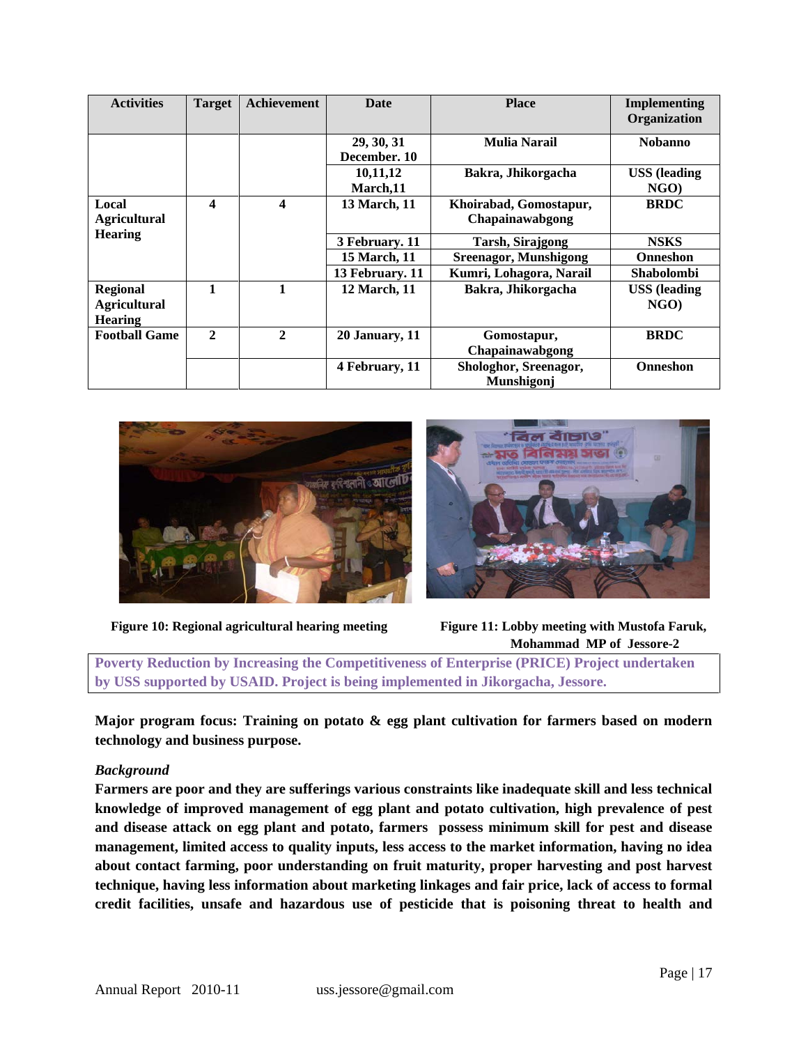| Activities | Target | Achievement | Date | Place | Implementing Organization |
|---|---|---|---|---|---|
| | | | 29, 30, 31 December. 10 | Mulia Narail | Nobanno |
| | | | 10,11,12 March,11 | Bakra, Jhikorgacha | USS (leading NGO) |
| Local Agricultural Hearing | 4 | 4 | 13 March, 11 | Khoirabad, Gomostapur, Chapainawabgong | BRDC |
| | | | 3 February. 11 | Tarsh, Sirajgong | NSKS |
| | | | 15 March, 11 | Sreenagor, Munshigong | Onneshon |
| | | | 13 February. 11 | Kumri, Lohagora, Narail | Shabolombi |
| Regional Agricultural Hearing | 1 | 1 | 12 March, 11 | Bakra, Jhikorgacha | USS (leading NGO) |
| Football Game | 2 | 2 | 20 January, 11 | Gomostapur, Chapainawabgong | BRDC |
| | | | 4 February, 11 | Shologhor, Sreenagor, Munshigonj | Onneshon |

**Figure 10: Regional agricultural hearing meeting**

**Figure 11: Lobby meeting with Mustofa Faruk, Mohammad MP of Jessore-2**

**Poverty Reduction by Increasing the Competitiveness of Enterprise (PRICE) Project undertaken by USS supported by USAID. Project is being implemented in Jikorgacha, Jessore.**

**Major program focus: Training on potato & egg plant cultivation for farmers based on modern technology and business purpose.**

***Background***

**Farmers are poor and they are sufferings various constraints like inadequate skill and less technical knowledge of improved management of egg plant and potato cultivation, high prevalence of pest and disease attack on egg plant and potato, farmers possess minimum skill for pest and disease management, limited access to quality inputs, less access to the market information, having no idea about contact farming, poor understanding on fruit maturity, proper harvesting and post harvest technique, having less information about marketing linkages and fair price, lack of access to formal credit facilities, unsafe and hazardous use of pesticide that is poisoning threat to health and**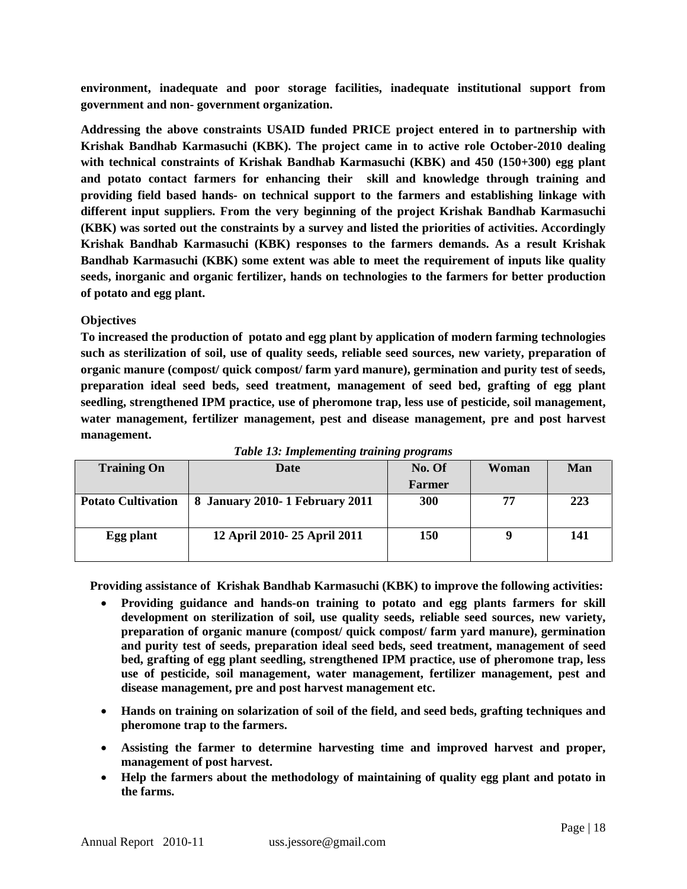**environment, inadequate and poor storage facilities, inadequate institutional support from government and non- government organization.**

**Addressing the above constraints USAID funded PRICE project entered in to partnership with Krishak Bandhab Karmasuchi (KBK). The project came in to active role October-2010 dealing with technical constraints of Krishak Bandhab Karmasuchi (KBK) and 450 (150+300) egg plant and potato contact farmers for enhancing their skill and knowledge through training and providing field based hands- on technical support to the farmers and establishing linkage with different input suppliers. From the very beginning of the project Krishak Bandhab Karmasuchi (KBK) was sorted out the constraints by a survey and listed the priorities of activities. Accordingly Krishak Bandhab Karmasuchi (KBK) responses to the farmers demands. As a result Krishak Bandhab Karmasuchi (KBK) some extent was able to meet the requirement of inputs like quality seeds, inorganic and organic fertilizer, hands on technologies to the farmers for better production of potato and egg plant.**

**Objectives**

**To increased the production of potato and egg plant by application of modern farming technologies such as sterilization of soil, use of quality seeds, reliable seed sources, new variety, preparation of organic manure (compost/ quick compost/ farm yard manure), germination and purity test of seeds, preparation ideal seed beds, seed treatment, management of seed bed, grafting of egg plant seedling, strengthened IPM practice, use of pheromone trap, less use of pesticide, soil management, water management, fertilizer management, pest and disease management, pre and post harvest management.**

***Table 13: Implementing training programs***

| Training On | Date | No. Of Farmer | Woman | Man |
|---|---|---|---|---|
| Potato Cultivation | 8 January 2010- 1 February 2011 | 300 | 77 | 223 |
| Egg plant | 12 April 2010- 25 April 2011 | 150 | 9 | 141 |

**Providing assistance of Krishak Bandhab Karmasuchi (KBK) to improve the following activities:**

- **Providing guidance and hands-on training to potato and egg plants farmers for skill development on sterilization of soil, use quality seeds, reliable seed sources, new variety, preparation of organic manure (compost/ quick compost/ farm yard manure), germination and purity test of seeds, preparation ideal seed beds, seed treatment, management of seed bed, grafting of egg plant seedling, strengthened IPM practice, use of pheromone trap, less use of pesticide, soil management, water management, fertilizer management, pest and disease management, pre and post harvest management etc.**
- **Hands on training on solarization of soil of the field, and seed beds, grafting techniques and pheromone trap to the farmers.**
- **Assisting the farmer to determine harvesting time and improved harvest and proper, management of post harvest.**
- **Help the farmers about the methodology of maintaining of quality egg plant and potato in the farms.**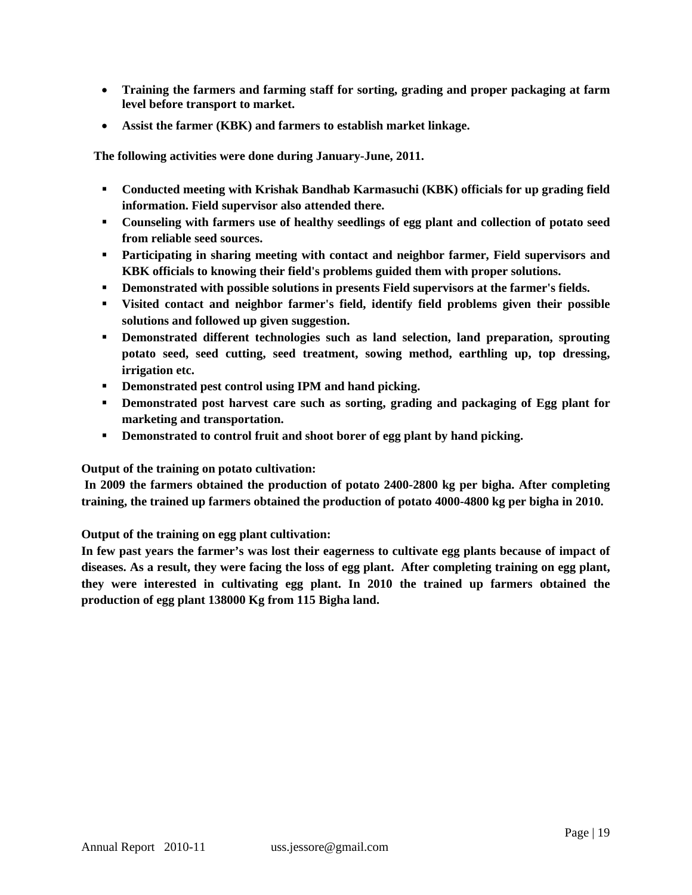- **Training the farmers and farming staff for sorting, grading and proper packaging at farm level before transport to market.**
- **Assist the farmer (KBK) and farmers to establish market linkage.**

**The following activities were done during January-June, 2011.**

- **Conducted meeting with Krishak Bandhab Karmasuchi (KBK) officials for up grading field information. Field supervisor also attended there.**
- **Counseling with farmers use of healthy seedlings of egg plant and collection of potato seed from reliable seed sources.**
- **Participating in sharing meeting with contact and neighbor farmer, Field supervisors and KBK officials to knowing their field's problems guided them with proper solutions.**
- **Demonstrated with possible solutions in presents Field supervisors at the farmer's fields.**
- **Visited contact and neighbor farmer's field, identify field problems given their possible solutions and followed up given suggestion.**
- **Demonstrated different technologies such as land selection, land preparation, sprouting potato seed, seed cutting, seed treatment, sowing method, earthling up, top dressing, irrigation etc.**
- **Demonstrated pest control using IPM and hand picking.**
- **Demonstrated post harvest care such as sorting, grading and packaging of Egg plant for marketing and transportation.**
- **Demonstrated to control fruit and shoot borer of egg plant by hand picking.**

**Output of the training on potato cultivation:**

**In 2009 the farmers obtained the production of potato 2400-2800 kg per bigha. After completing training, the trained up farmers obtained the production of potato 4000-4800 kg per bigha in 2010.**

**Output of the training on egg plant cultivation:**

**In few past years the farmer's was lost their eagerness to cultivate egg plants because of impact of diseases. As a result, they were facing the loss of egg plant. After completing training on egg plant, they were interested in cultivating egg plant. In 2010 the trained up farmers obtained the production of egg plant 138000 Kg from 115 Bigha land.**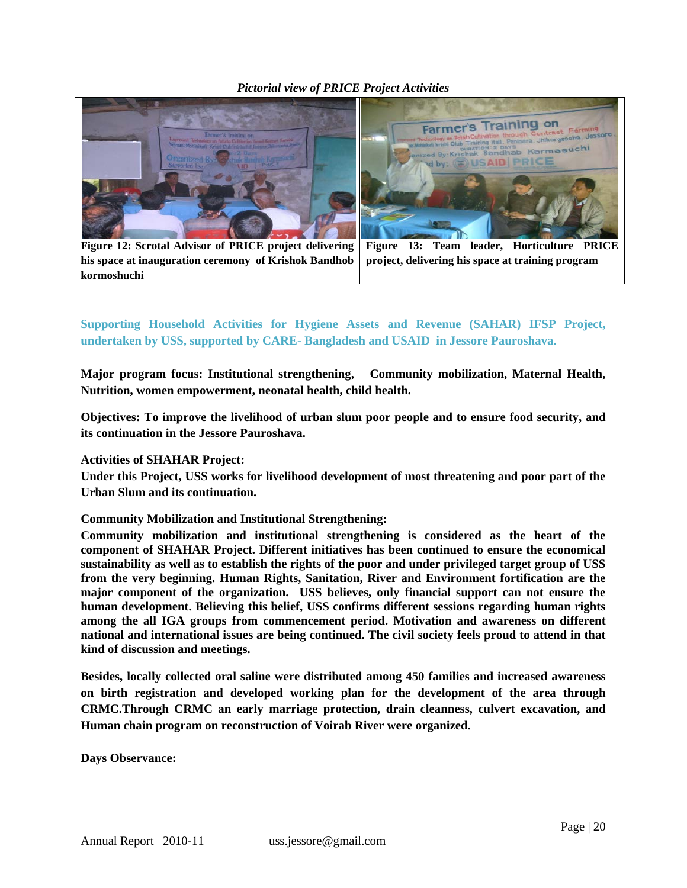*Pictorial view of PRICE Project Activities*

**Figure 12: Scrotal Advisor of PRICE project delivering his space at inauguration ceremony of Krishok Bandhob kormoshuchi**

**Figure 13: Team leader, Horticulture PRICE project, delivering his space at training program**

## Supporting Household Activities for Hygiene Assets and Revenue (SAHAR) IFSP Project, undertaken by USS, supported by CARE- Bangladesh and USAID in Jessore Pauroshava.

**Major program focus: Institutional strengthening, Community mobilization, Maternal Health, Nutrition, women empowerment, neonatal health, child health.**

**Objectives: To improve the livelihood of urban slum poor people and to ensure food security, and its continuation in the Jessore Pauroshava.**

**Activities of SHAHAR Project:**

**Under this Project, USS works for livelihood development of most threatening and poor part of the Urban Slum and its continuation.**

**Community Mobilization and Institutional Strengthening:**

**Community mobilization and institutional strengthening is considered as the heart of the component of SHAHAR Project. Different initiatives has been continued to ensure the economical sustainability as well as to establish the rights of the poor and under privileged target group of USS from the very beginning. Human Rights, Sanitation, River and Environment fortification are the major component of the organization. USS believes, only financial support can not ensure the human development. Believing this belief, USS confirms different sessions regarding human rights among the all IGA groups from commencement period. Motivation and awareness on different national and international issues are being continued. The civil society feels proud to attend in that kind of discussion and meetings.**

**Besides, locally collected oral saline were distributed among 450 families and increased awareness on birth registration and developed working plan for the development of the area through CRMC.Through CRMC an early marriage protection, drain cleanness, culvert excavation, and Human chain program on reconstruction of Voirab River were organized.**

**Days Observance:**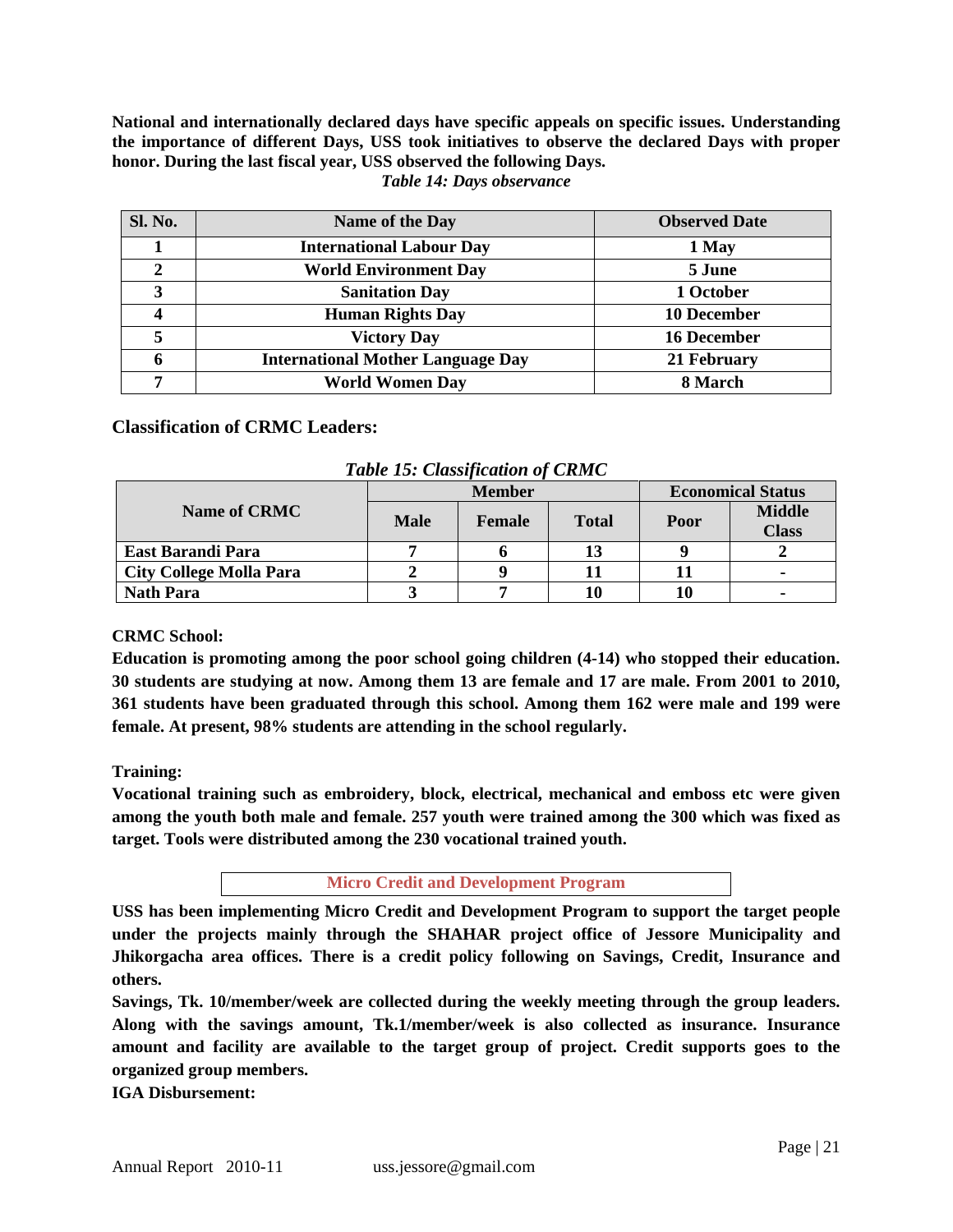**National and internationally declared days have specific appeals on specific issues. Understanding the importance of different Days, USS took initiatives to observe the declared Days with proper honor. During the last fiscal year, USS observed the following Days.**

*Table 14: Days observance*

| Sl. No. | Name of the Day | Observed Date |
|---|---|---|
| 1 | International Labour Day | 1 May |
| 2 | World Environment Day | 5 June |
| 3 | Sanitation Day | 1 October |
| 4 | Human Rights Day | 10 December |
| 5 | Victory Day | 16 December |
| 6 | International Mother Language Day | 21 February |
| 7 | World Women Day | 8 March |

### Classification of CRMC Leaders:

*Table 15: Classification of CRMC*

| Name of CRMC | Member | | | Economical Status | |
|---|---|---|---|---|---|
| | Male | Female | Total | Poor | Middle Class |
| East Barandi Para | 7 | 6 | 13 | 9 | 2 |
| City College Molla Para | 2 | 9 | 11 | 11 | - |
| Nath Para | 3 | 7 | 10 | 10 | - |

**CRMC School:**

**Education is promoting among the poor school going children (4-14) who stopped their education. 30 students are studying at now. Among them 13 are female and 17 are male. From 2001 to 2010, 361 students have been graduated through this school. Among them 162 were male and 199 were female. At present, 98% students are attending in the school regularly.**

**Training:**

**Vocational training such as embroidery, block, electrical, mechanical and emboss etc were given among the youth both male and female. 257 youth were trained among the 300 which was fixed as target. Tools were distributed among the 230 vocational trained youth.**

## Micro Credit and Development Program

**USS has been implementing Micro Credit and Development Program to support the target people under the projects mainly through the SHAHAR project office of Jessore Municipality and Jhikorgacha area offices. There is a credit policy following on Savings, Credit, Insurance and others.**

**Savings, Tk. 10/member/week are collected during the weekly meeting through the group leaders. Along with the savings amount, Tk.1/member/week is also collected as insurance. Insurance amount and facility are available to the target group of project. Credit supports goes to the organized group members.**

**IGA Disbursement:**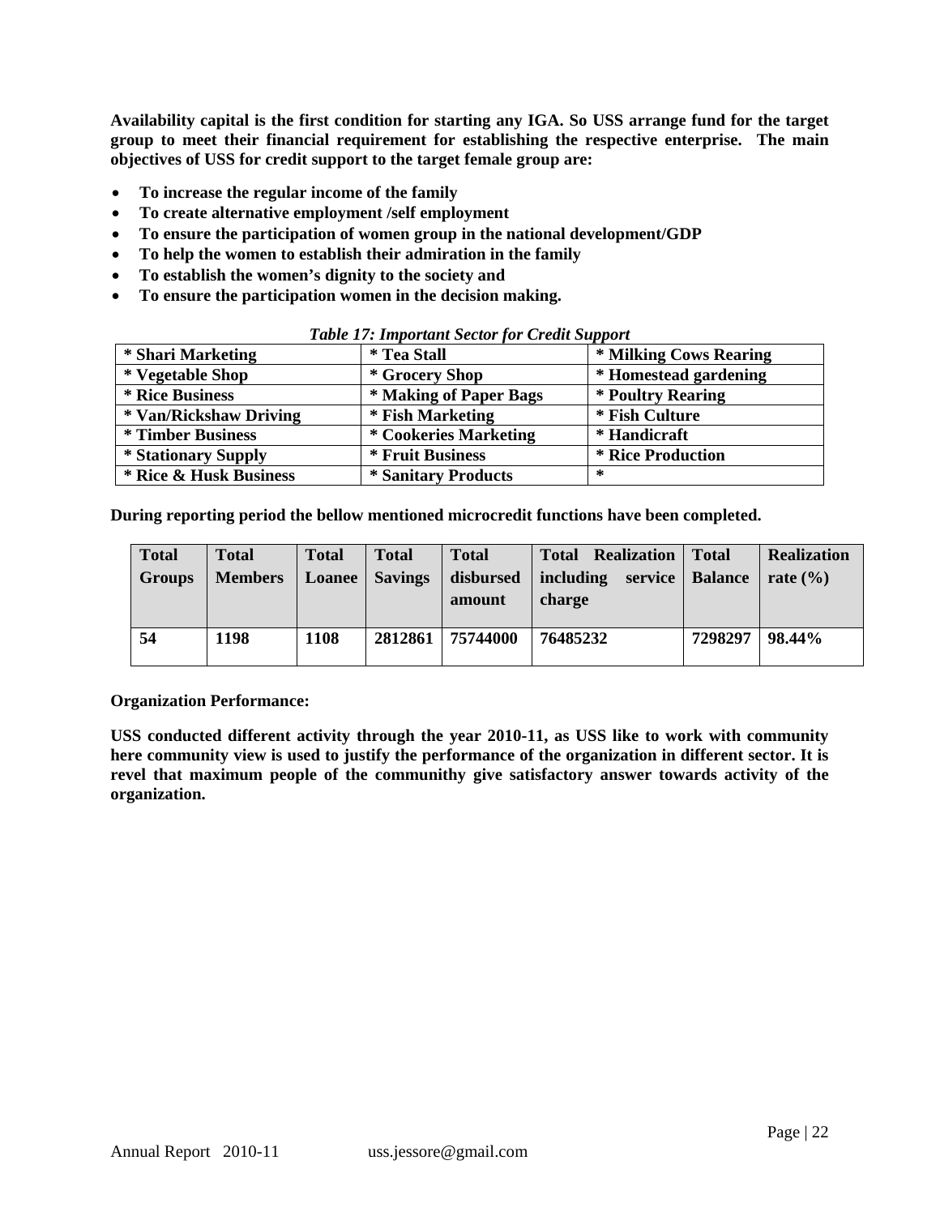**Availability capital is the first condition for starting any IGA. So USS arrange fund for the target group to meet their financial requirement for establishing the respective enterprise. The main objectives of USS for credit support to the target female group are:**

- **To increase the regular income of the family**
- **To create alternative employment /self employment**
- **To ensure the participation of women group in the national development/GDP**
- **To help the women to establish their admiration in the family**
- **To establish the women's dignity to the society and**
- **To ensure the participation women in the decision making.**

***Table 17: Important Sector for Credit Support***

| * Shari Marketing | * Tea Stall | * Milking Cows Rearing |
|---|---|---|
| * Vegetable Shop | * Grocery Shop | * Homestead gardening |
| * Rice Business | * Making of Paper Bags | * Poultry Rearing |
| * Van/Rickshaw Driving | * Fish Marketing | * Fish Culture |
| * Timber Business | * Cookeries Marketing | * Handicraft |
| * Stationary Supply | * Fruit Business | * Rice Production |
| * Rice & Husk Business | * Sanitary Products | * |

**During reporting period the bellow mentioned microcredit functions have been completed.**

| Total Groups | Total Members | Total Loanee | Total Savings | Total disbursed amount | Total Realization including service charge | Total Balance | Realization rate (%) |
|---|---|---|---|---|---|---|---|
| 54 | 1198 | 1108 | 2812861 | 75744000 | 76485232 | 7298297 | 98.44% |

**Organization Performance:**

**USS conducted different activity through the year 2010-11, as USS like to work with community here community view is used to justify the performance of the organization in different sector. It is revel that maximum people of the communithy give satisfactory answer towards activity of the organization.**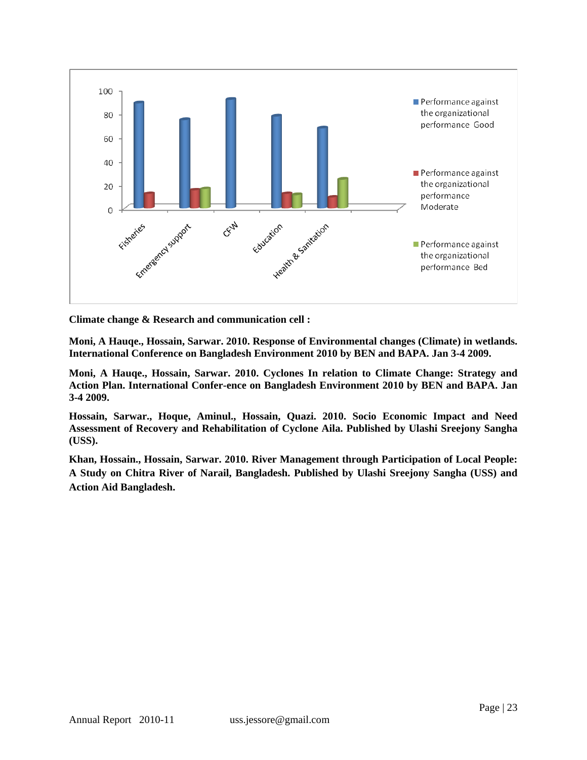100
80
60
40
20
0

Fisheries
Emergency support
CFW
Education
Health & Sanitation

Performance against the organizational performance Good

Performance against the organizational performance Moderate

Performance against the organizational performance Bed

**Climate change & Research and communication cell :**

**Moni, A Hauqe., Hossain, Sarwar. 2010. Response of Environmental changes (Climate) in wetlands. International Conference on Bangladesh Environment 2010 by BEN and BAPA. Jan 3-4 2009.**

**Moni, A Hauqe., Hossain, Sarwar. 2010. Cyclones In relation to Climate Change: Strategy and Action Plan. International Confer-ence on Bangladesh Environment 2010 by BEN and BAPA. Jan 3-4 2009.**

**Hossain, Sarwar., Hoque, Aminul., Hossain, Quazi. 2010. Socio Economic Impact and Need Assessment of Recovery and Rehabilitation of Cyclone Aila. Published by Ulashi Sreejony Sangha (USS).**

**Khan, Hossain., Hossain, Sarwar. 2010. River Management through Participation of Local People: A Study on Chitra River of Narail, Bangladesh. Published by Ulashi Sreejony Sangha (USS) and Action Aid Bangladesh.**